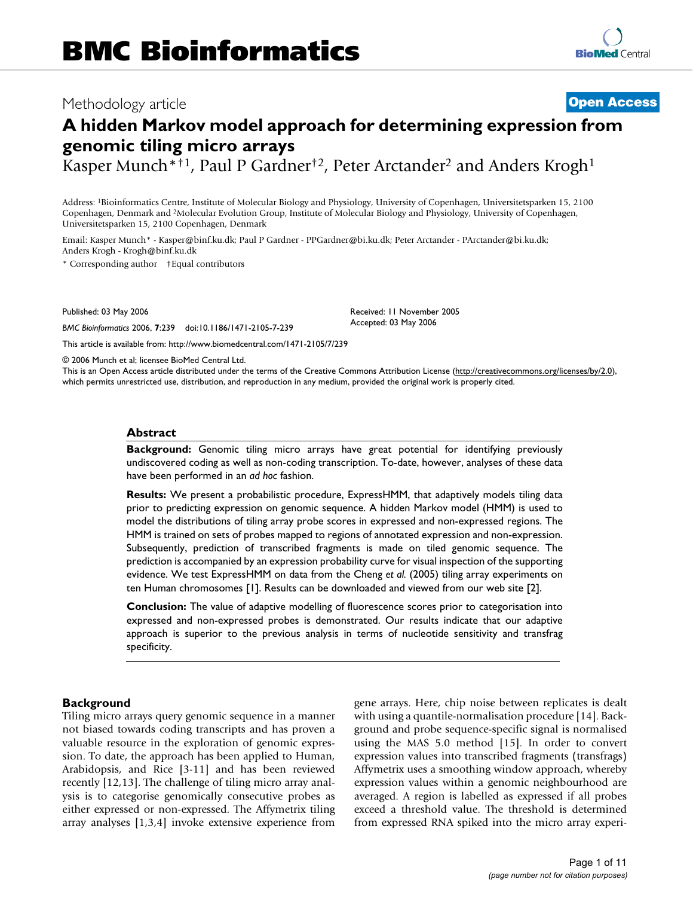Methodology article

**Open Access**

# A hidden Markov model approach for determining expression from genomic tiling micro arrays

Kasper Munch*†[1], Paul P Gardner†[2], Peter Arctander[2] and Anders Krogh[1]

Address: [1]Bioinformatics Centre, Institute of Molecular Biology and Physiology, University of Copenhagen, Universitetsparken 15, 2100 Copenhagen, Denmark and [2]Molecular Evolution Group, Institute of Molecular Biology and Physiology, University of Copenhagen, Universitetsparken 15, 2100 Copenhagen, Denmark

Email: Kasper Munch* - Kasper@binf.ku.dk; Paul P Gardner - PPGardner@bi.ku.dk; Peter Arctander - PArctander@bi.ku.dk; Anders Krogh - Krogh@binf.ku.dk

\* Corresponding author †Equal contributors

Published: 03 May 2006

*BMC Bioinformatics* 2006, **7**:239 doi:10.1186/1471-2105-7-239

Received: 11 November 2005
Accepted: 03 May 2006

This article is available from: http://www.biomedcentral.com/1471-2105/7/239

© 2006 Munch et al; licensee BioMed Central Ltd.
This is an Open Access article distributed under the terms of the Creative Commons Attribution License (http://creativecommons.org/licenses/by/2.0), which permits unrestricted use, distribution, and reproduction in any medium, provided the original work is properly cited.

## Abstract

**Background:** Genomic tiling micro arrays have great potential for identifying previously undiscovered coding as well as non-coding transcription. To-date, however, analyses of these data have been performed in an *ad hoc* fashion.

**Results:** We present a probabilistic procedure, ExpressHMM, that adaptively models tiling data prior to predicting expression on genomic sequence. A hidden Markov model (HMM) is used to model the distributions of tiling array probe scores in expressed and non-expressed regions. The HMM is trained on sets of probes mapped to regions of annotated expression and non-expression. Subsequently, prediction of transcribed fragments is made on tiled genomic sequence. The prediction is accompanied by an expression probability curve for visual inspection of the supporting evidence. We test ExpressHMM on data from the Cheng *et al.* (2005) tiling array experiments on ten Human chromosomes [1]. Results can be downloaded and viewed from our web site [2].

**Conclusion:** The value of adaptive modelling of fluorescence scores prior to categorisation into expressed and non-expressed probes is demonstrated. Our results indicate that our adaptive approach is superior to the previous analysis in terms of nucleotide sensitivity and transfrag specificity.

## Background

Tiling micro arrays query genomic sequence in a manner not biased towards coding transcripts and has proven a valuable resource in the exploration of genomic expression. To date, the approach has been applied to Human, Arabidopsis, and Rice [3-11] and has been reviewed recently [12,13]. The challenge of tiling micro array analysis is to categorise genomically consecutive probes as either expressed or non-expressed. The Affymetrix tiling array analyses [1,3,4] invoke extensive experience from gene arrays. Here, chip noise between replicates is dealt with using a quantile-normalisation procedure [14]. Background and probe sequence-specific signal is normalised using the MAS 5.0 method [15]. In order to convert expression values into transcribed fragments (transfrags) Affymetrix uses a smoothing window approach, whereby expression values within a genomic neighbourhood are averaged. A region is labelled as expressed if all probes exceed a threshold value. The threshold is determined from expressed RNA spiked into the micro array experi-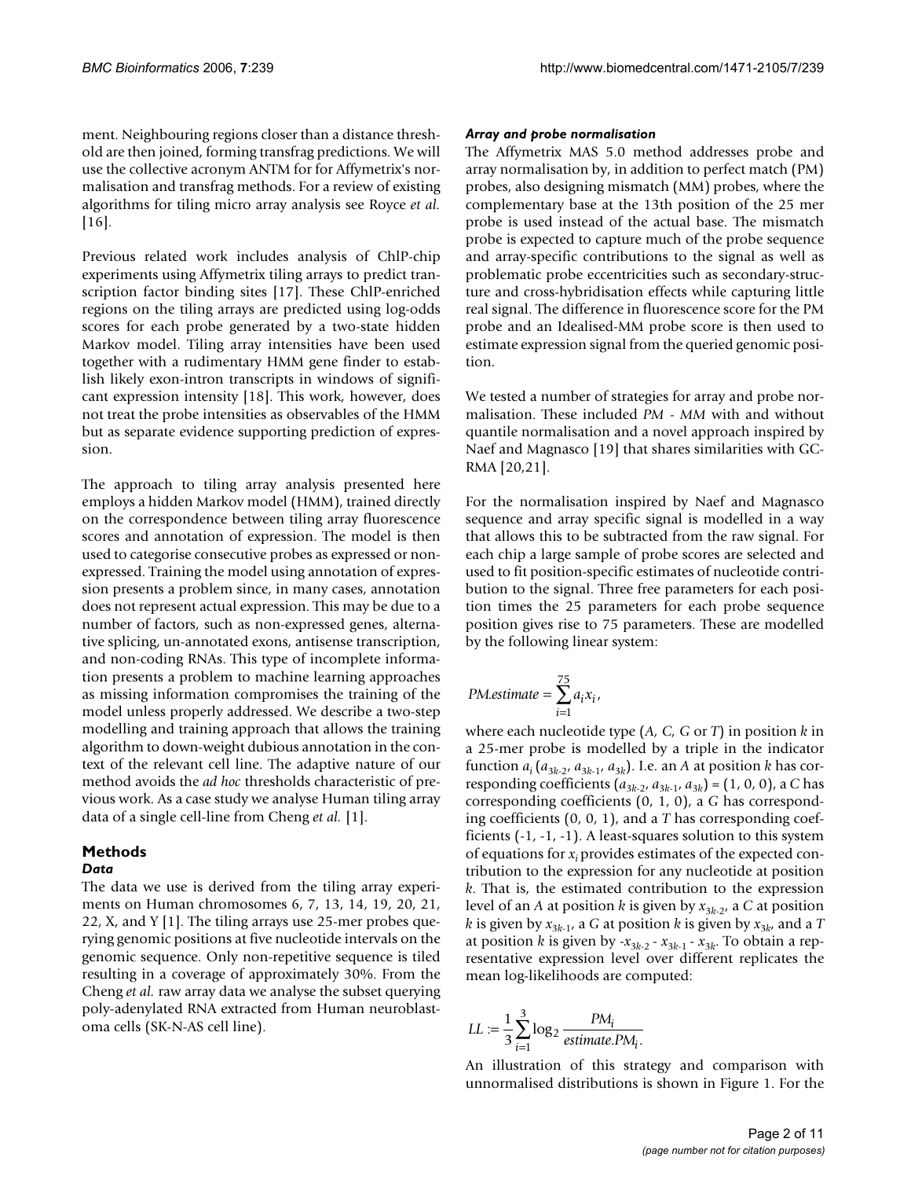ment. Neighbouring regions closer than a distance threshold are then joined, forming transfrag predictions. We will use the collective acronym ANTM for for Affymetrix's normalisation and transfrag methods. For a review of existing algorithms for tiling micro array analysis see Royce *et al.* [16].

Previous related work includes analysis of ChIP-chip experiments using Affymetrix tiling arrays to predict transcription factor binding sites [17]. These ChIP-enriched regions on the tiling arrays are predicted using log-odds scores for each probe generated by a two-state hidden Markov model. Tiling array intensities have been used together with a rudimentary HMM gene finder to establish likely exon-intron transcripts in windows of significant expression intensity [18]. This work, however, does not treat the probe intensities as observables of the HMM but as separate evidence supporting prediction of expression.

The approach to tiling array analysis presented here employs a hidden Markov model (HMM), trained directly on the correspondence between tiling array fluorescence scores and annotation of expression. The model is then used to categorise consecutive probes as expressed or non-expressed. Training the model using annotation of expression presents a problem since, in many cases, annotation does not represent actual expression. This may be due to a number of factors, such as non-expressed genes, alternative splicing, un-annotated exons, antisense transcription, and non-coding RNAs. This type of incomplete information presents a problem to machine learning approaches as missing information compromises the training of the model unless properly addressed. We describe a two-step modelling and training approach that allows the training algorithm to down-weight dubious annotation in the context of the relevant cell line. The adaptive nature of our method avoids the *ad hoc* thresholds characteristic of previous work. As a case study we analyse Human tiling array data of a single cell-line from Cheng *et al.* [1].

## Methods

### *Data*

The data we use is derived from the tiling array experiments on Human chromosomes 6, 7, 13, 14, 19, 20, 21, 22, X, and Y [1]. The tiling arrays use 25-mer probes querying genomic positions at five nucleotide intervals on the genomic sequence. Only non-repetitive sequence is tiled resulting in a coverage of approximately 30%. From the Cheng *et al.* raw array data we analyse the subset querying poly-adenylated RNA extracted from Human neuroblastoma cells (SK-N-AS cell line).

### *Array and probe normalisation*

The Affymetrix MAS 5.0 method addresses probe and array normalisation by, in addition to perfect match (PM) probes, also designing mismatch (MM) probes, where the complementary base at the 13th position of the 25 mer probe is used instead of the actual base. The mismatch probe is expected to capture much of the probe sequence and array-specific contributions to the signal as well as problematic probe eccentricities such as secondary-structure and cross-hybridisation effects while capturing little real signal. The difference in fluorescence score for the PM probe and an Idealised-MM probe score is then used to estimate expression signal from the queried genomic position.

We tested a number of strategies for array and probe normalisation. These included *PM - MM* with and without quantile normalisation and a novel approach inspired by Naef and Magnasco [19] that shares similarities with GC-RMA [20,21].

For the normalisation inspired by Naef and Magnasco sequence and array specific signal is modelled in a way that allows this to be subtracted from the raw signal. For each chip a large sample of probe scores are selected and used to fit position-specific estimates of nucleotide contribution to the signal. Three free parameters for each position times the 25 parameters for each probe sequence position gives rise to 75 parameters. These are modelled by the following linear system:

$$PM.estimate = \sum_{i=1}^{75} a_i x_i,$$

where each nucleotide type (*A*, *C*, *G* or *T*) in position *k* in a 25-mer probe is modelled by a triple in the indicator function $a_i$ ($a_{3k-2}$, $a_{3k-1}$, $a_{3k}$). I.e. an *A* at position *k* has corresponding coefficients ($a_{3k-2}$, $a_{3k-1}$, $a_{3k}$) = (1, 0, 0), a *C* has corresponding coefficients (0, 1, 0), a *G* has corresponding coefficients (0, 0, 1), and a *T* has corresponding coefficients (-1, -1, -1). A least-squares solution to this system of equations for $x_i$ provides estimates of the expected contribution to the expression for any nucleotide at position *k*. That is, the estimated contribution to the expression level of an *A* at position *k* is given by $x_{3k-2}$, a *C* at position *k* is given by $x_{3k-1}$, a *G* at position *k* is given by $x_{3k}$, and a *T* at position *k* is given by $-x_{3k-2} - x_{3k-1} - x_{3k}$. To obtain a representative expression level over different replicates the mean log-likelihoods are computed:

$$LL := \frac{1}{3}\sum_{i=1}^{3} \log_2 \frac{PM_i}{estimate.PM_i}.$$

An illustration of this strategy and comparison with unnormalised distributions is shown in Figure 1. For the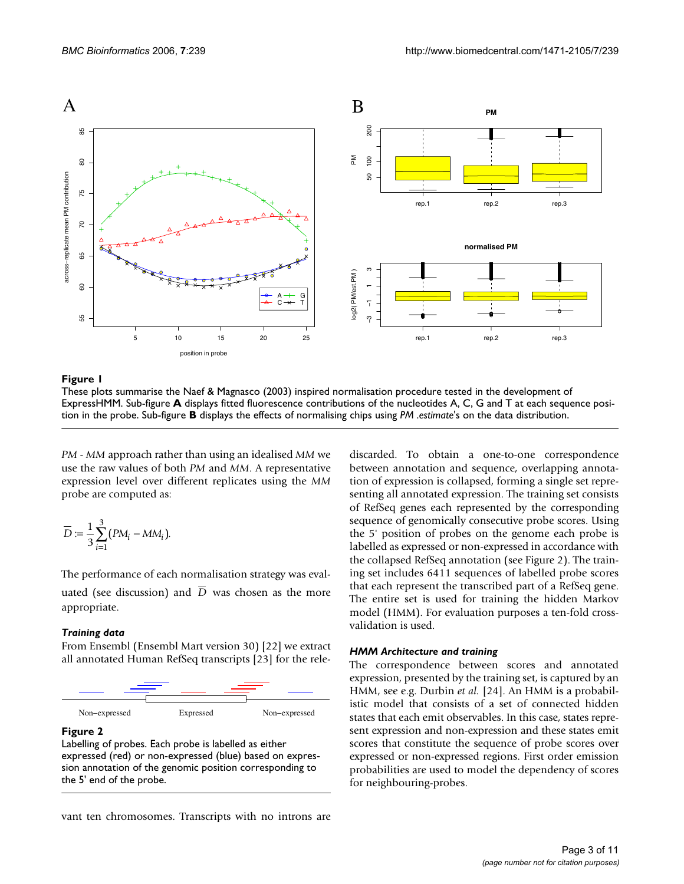**Figure 1**

These plots summarise the Naef & Magnasco (2003) inspired normalisation procedure tested in the development of ExpressHMM. Sub-figure **A** displays fitted fluorescence contributions of the nucleotides A, C, G and T at each sequence position in the probe. Sub-figure **B** displays the effects of normalising chips using *PM .estimate*'s on the data distribution.

*PM - MM* approach rather than using an idealised *MM* we use the raw values of both *PM* and *MM*. A representative expression level over different replicates using the *MM* probe are computed as:

$$\overline{D} := \frac{1}{3}\sum_{i=1}^{3}(PM_i - MM_i).$$

The performance of each normalisation strategy was evaluated (see discussion) and $\overline{D}$ was chosen as the more appropriate.

### Training data

From Ensembl (Ensembl Mart version 30) [22] we extract all annotated Human RefSeq transcripts [23] for the relevant ten chromosomes. Transcripts with no introns are discarded. To obtain a one-to-one correspondence between annotation and sequence, overlapping annotation of expression is collapsed, forming a single set representing all annotated expression. The training set consists of RefSeq genes each represented by the corresponding sequence of genomically consecutive probe scores. Using the 5' position of probes on the genome each probe is labelled as expressed or non-expressed in accordance with the collapsed RefSeq annotation (see Figure 2). The training set includes 6411 sequences of labelled probe scores that each represent the transcribed part of a RefSeq gene. The entire set is used for training the hidden Markov model (HMM). For evaluation purposes a ten-fold cross-validation is used.

**Figure 2**

Labelling of probes. Each probe is labelled as either expressed (red) or non-expressed (blue) based on expression annotation of the genomic position corresponding to the 5' end of the probe.

### HMM Architecture and training

The correspondence between scores and annotated expression, presented by the training set, is captured by an HMM, see e.g. Durbin *et al.* [24]. An HMM is a probabilistic model that consists of a set of connected hidden states that each emit observables. In this case, states represent expression and non-expression and these states emit scores that constitute the sequence of probe scores over expressed or non-expressed regions. First order emission probabilities are used to model the dependency of scores for neighbouring-probes.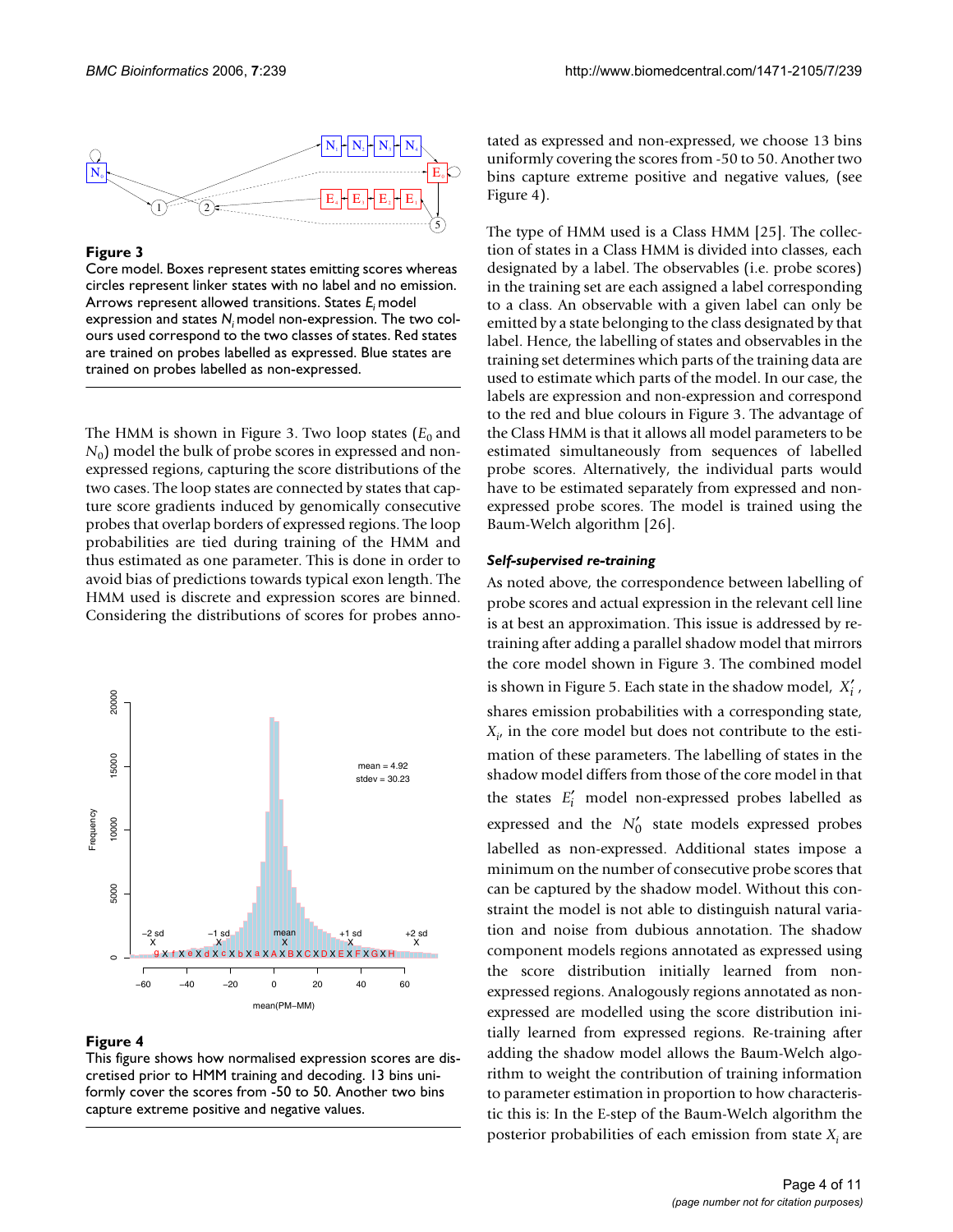**Figure 3**

Core model. Boxes represent states emitting scores whereas circles represent linker states with no label and no emission. Arrows represent allowed transitions. States $E_i$ model expression and states $N_i$ model non-expression. The two colours used correspond to the two classes of states. Red states are trained on probes labelled as expressed. Blue states are trained on probes labelled as non-expressed.

The HMM is shown in Figure 3. Two loop states ($E_0$ and $N_0$) model the bulk of probe scores in expressed and non-expressed regions, capturing the score distributions of the two cases. The loop states are connected by states that capture score gradients induced by genomically consecutive probes that overlap borders of expressed regions. The loop probabilities are tied during training of the HMM and thus estimated as one parameter. This is done in order to avoid bias of predictions towards typical exon length. The HMM used is discrete and expression scores are binned. Considering the distributions of scores for probes annotated as expressed and non-expressed, we choose 13 bins uniformly covering the scores from -50 to 50. Another two bins capture extreme positive and negative values, (see Figure 4).

**Figure 4**

This figure shows how normalised expression scores are discretised prior to HMM training and decoding. 13 bins uniformly cover the scores from -50 to 50. Another two bins capture extreme positive and negative values.

The type of HMM used is a Class HMM [25]. The collection of states in a Class HMM is divided into classes, each designated by a label. The observables (i.e. probe scores) in the training set are each assigned a label corresponding to a class. An observable with a given label can only be emitted by a state belonging to the class designated by that label. Hence, the labelling of states and observables in the training set determines which parts of the training data are used to estimate which parts of the model. In our case, the labels are expression and non-expression and correspond to the red and blue colours in Figure 3. The advantage of the Class HMM is that it allows all model parameters to be estimated simultaneously from sequences of labelled probe scores. Alternatively, the individual parts would have to be estimated separately from expressed and non-expressed probe scores. The model is trained using the Baum-Welch algorithm [26].

### *Self-supervised re-training*

As noted above, the correspondence between labelling of probe scores and actual expression in the relevant cell line is at best an approximation. This issue is addressed by re-training after adding a parallel shadow model that mirrors the core model shown in Figure 3. The combined model is shown in Figure 5. Each state in the shadow model, $X_i'$, shares emission probabilities with a corresponding state, $X_i$, in the core model but does not contribute to the estimation of these parameters. The labelling of states in the shadow model differs from those of the core model in that the states $E_i'$ model non-expressed probes labelled as expressed and the $N_0'$ state models expressed probes labelled as non-expressed. Additional states impose a minimum on the number of consecutive probe scores that can be captured by the shadow model. Without this constraint the model is not able to distinguish natural variation and noise from dubious annotation. The shadow component models regions annotated as expressed using the score distribution initially learned from non-expressed regions. Analogously regions annotated as non-expressed are modelled using the score distribution initially learned from expressed regions. Re-training after adding the shadow model allows the Baum-Welch algorithm to weight the contribution of training information to parameter estimation in proportion to how characteristic this is: In the E-step of the Baum-Welch algorithm the posterior probabilities of each emission from state $X_i$ are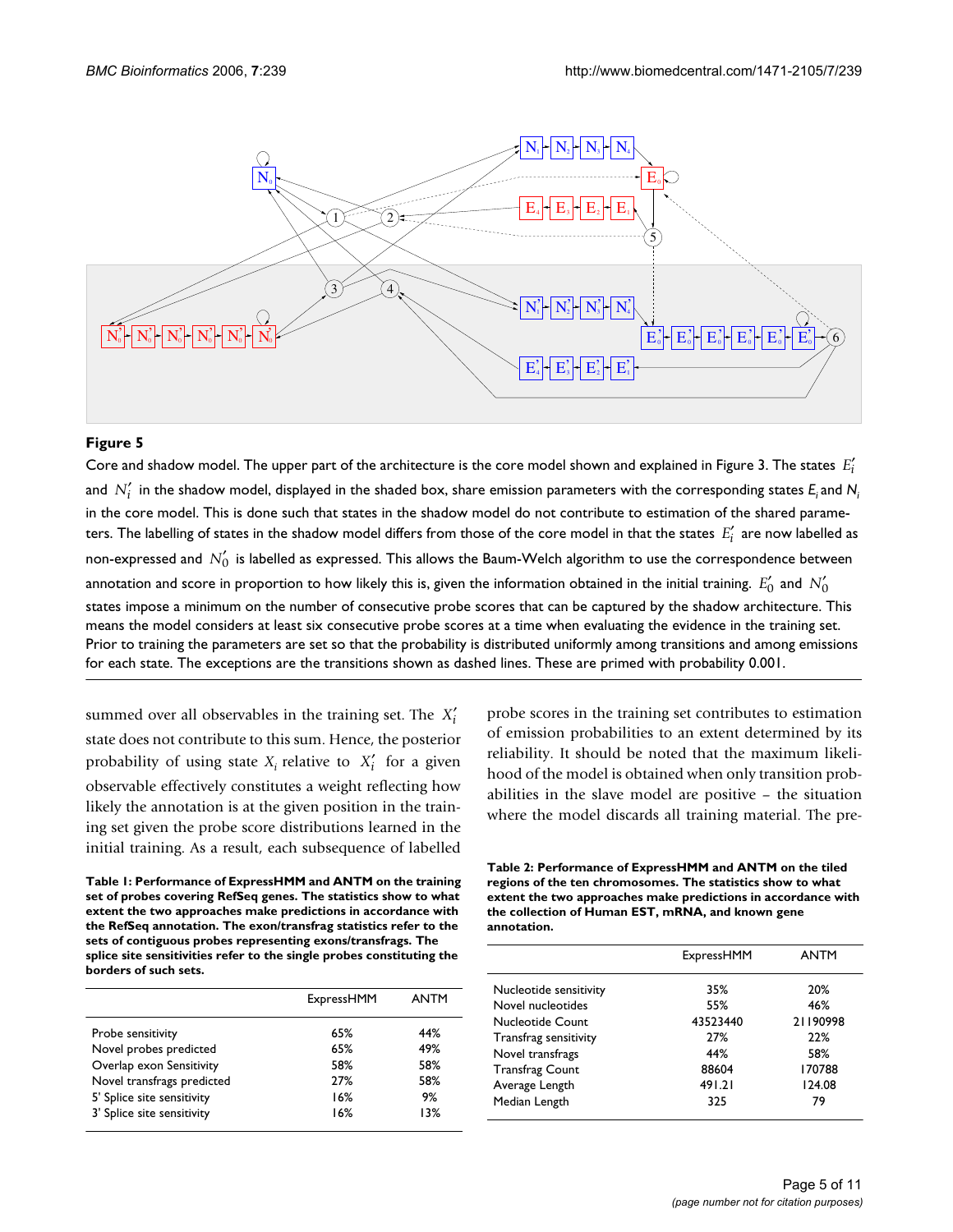**Figure 5**

Core and shadow model. The upper part of the architecture is the core model shown and explained in Figure 3. The states $E_i'$ and $N_i'$ in the shadow model, displayed in the shaded box, share emission parameters with the corresponding states $E_i$ and $N_i$ in the core model. This is done such that states in the shadow model do not contribute to estimation of the shared parameters. The labelling of states in the shadow model differs from those of the core model in that the states $E_i'$ are now labelled as non-expressed and $N_0'$ is labelled as expressed. This allows the Baum-Welch algorithm to use the correspondence between annotation and score in proportion to how likely this is, given the information obtained in the initial training. $E_0'$ and $N_0'$ states impose a minimum on the number of consecutive probe scores that can be captured by the shadow architecture. This means the model considers at least six consecutive probe scores at a time when evaluating the evidence in the training set. Prior to training the parameters are set so that the probability is distributed uniformly among transitions and among emissions for each state. The exceptions are the transitions shown as dashed lines. These are primed with probability 0.001.

summed over all observables in the training set. The $X_i'$ state does not contribute to this sum. Hence, the posterior probability of using state $X_i$ relative to $X_i'$ for a given observable effectively constitutes a weight reflecting how likely the annotation is at the given position in the training set given the probe score distributions learned in the initial training. As a result, each subsequence of labelled probe scores in the training set contributes to estimation of emission probabilities to an extent determined by its reliability. It should be noted that the maximum likelihood of the model is obtained when only transition probabilities in the slave model are positive – the situation where the model discards all training material. The pre-

**Table 1: Performance of ExpressHMM and ANTM on the training set of probes covering RefSeq genes. The statistics show to what extent the two approaches make predictions in accordance with the RefSeq annotation. The exon/transfrag statistics refer to the sets of contiguous probes representing exons/transfrags. The splice site sensitivities refer to the single probes constituting the borders of such sets.**

| | ExpressHMM | ANTM |
|---|---|---|
| Probe sensitivity | 65% | 44% |
| Novel probes predicted | 65% | 49% |
| Overlap exon Sensitivity | 58% | 58% |
| Novel transfrags predicted | 27% | 58% |
| 5' Splice site sensitivity | 16% | 9% |
| 3' Splice site sensitivity | 16% | 13% |

**Table 2: Performance of ExpressHMM and ANTM on the tiled regions of the ten chromosomes. The statistics show to what extent the two approaches make predictions in accordance with the collection of Human EST, mRNA, and known gene annotation.**

| | ExpressHMM | ANTM |
|---|---|---|
| Nucleotide sensitivity | 35% | 20% |
| Novel nucleotides | 55% | 46% |
| Nucleotide Count | 43523440 | 21190998 |
| Transfrag sensitivity | 27% | 22% |
| Novel transfrags | 44% | 58% |
| Transfrag Count | 88604 | 170788 |
| Average Length | 491.21 | 124.08 |
| Median Length | 325 | 79 |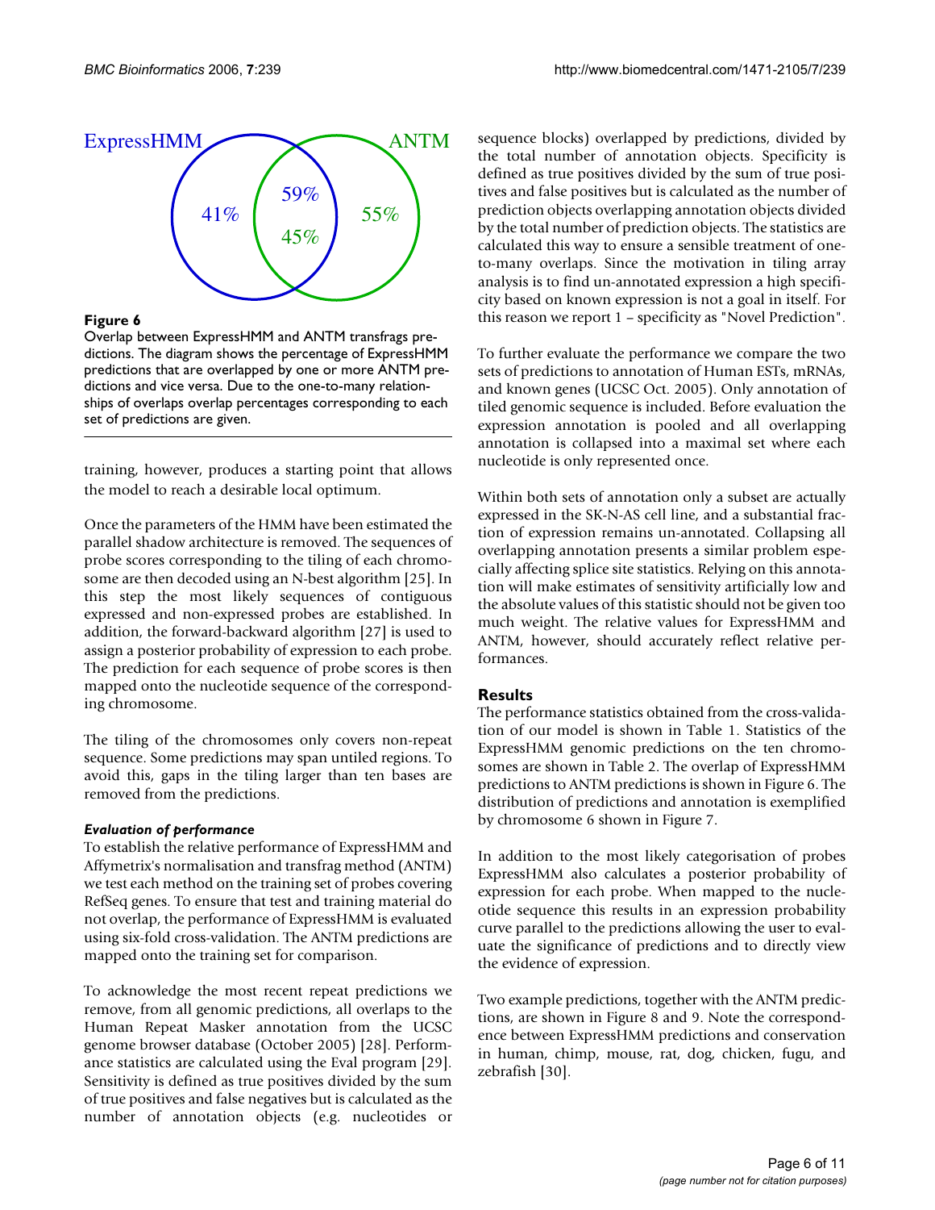ExpressHMM

ANTM

41%

59%

45%

55%

**Figure 6**

Overlap between ExpressHMM and ANTM transfrags predictions. The diagram shows the percentage of ExpressHMM predictions that are overlapped by one or more ANTM predictions and vice versa. Due to the one-to-many relationships of overlaps overlap percentages corresponding to each set of predictions are given.

training, however, produces a starting point that allows the model to reach a desirable local optimum.

Once the parameters of the HMM have been estimated the parallel shadow architecture is removed. The sequences of probe scores corresponding to the tiling of each chromosome are then decoded using an N-best algorithm [25]. In this step the most likely sequences of contiguous expressed and non-expressed probes are established. In addition, the forward-backward algorithm [27] is used to assign a posterior probability of expression to each probe. The prediction for each sequence of probe scores is then mapped onto the nucleotide sequence of the corresponding chromosome.

The tiling of the chromosomes only covers non-repeat sequence. Some predictions may span untiled regions. To avoid this, gaps in the tiling larger than ten bases are removed from the predictions.

### *Evaluation of performance*

To establish the relative performance of ExpressHMM and Affymetrix's normalisation and transfrag method (ANTM) we test each method on the training set of probes covering RefSeq genes. To ensure that test and training material do not overlap, the performance of ExpressHMM is evaluated using six-fold cross-validation. The ANTM predictions are mapped onto the training set for comparison.

To acknowledge the most recent repeat predictions we remove, from all genomic predictions, all overlaps to the Human Repeat Masker annotation from the UCSC genome browser database (October 2005) [28]. Performance statistics are calculated using the Eval program [29]. Sensitivity is defined as true positives divided by the sum of true positives and false negatives but is calculated as the number of annotation objects (e.g. nucleotides or sequence blocks) overlapped by predictions, divided by the total number of annotation objects. Specificity is defined as true positives divided by the sum of true positives and false positives but is calculated as the number of prediction objects overlapping annotation objects divided by the total number of prediction objects. The statistics are calculated this way to ensure a sensible treatment of one-to-many overlaps. Since the motivation in tiling array analysis is to find un-annotated expression a high specificity based on known expression is not a goal in itself. For this reason we report 1 – specificity as "Novel Prediction".

To further evaluate the performance we compare the two sets of predictions to annotation of Human ESTs, mRNAs, and known genes (UCSC Oct. 2005). Only annotation of tiled genomic sequence is included. Before evaluation the expression annotation is pooled and all overlapping annotation is collapsed into a maximal set where each nucleotide is only represented once.

Within both sets of annotation only a subset are actually expressed in the SK-N-AS cell line, and a substantial fraction of expression remains un-annotated. Collapsing all overlapping annotation presents a similar problem especially affecting splice site statistics. Relying on this annotation will make estimates of sensitivity artificially low and the absolute values of this statistic should not be given too much weight. The relative values for ExpressHMM and ANTM, however, should accurately reflect relative performances.

## Results

The performance statistics obtained from the cross-validation of our model is shown in Table 1. Statistics of the ExpressHMM genomic predictions on the ten chromosomes are shown in Table 2. The overlap of ExpressHMM predictions to ANTM predictions is shown in Figure 6. The distribution of predictions and annotation is exemplified by chromosome 6 shown in Figure 7.

In addition to the most likely categorisation of probes ExpressHMM also calculates a posterior probability of expression for each probe. When mapped to the nucleotide sequence this results in an expression probability curve parallel to the predictions allowing the user to evaluate the significance of predictions and to directly view the evidence of expression.

Two example predictions, together with the ANTM predictions, are shown in Figure 8 and 9. Note the correspondence between ExpressHMM predictions and conservation in human, chimp, mouse, rat, dog, chicken, fugu, and zebrafish [30].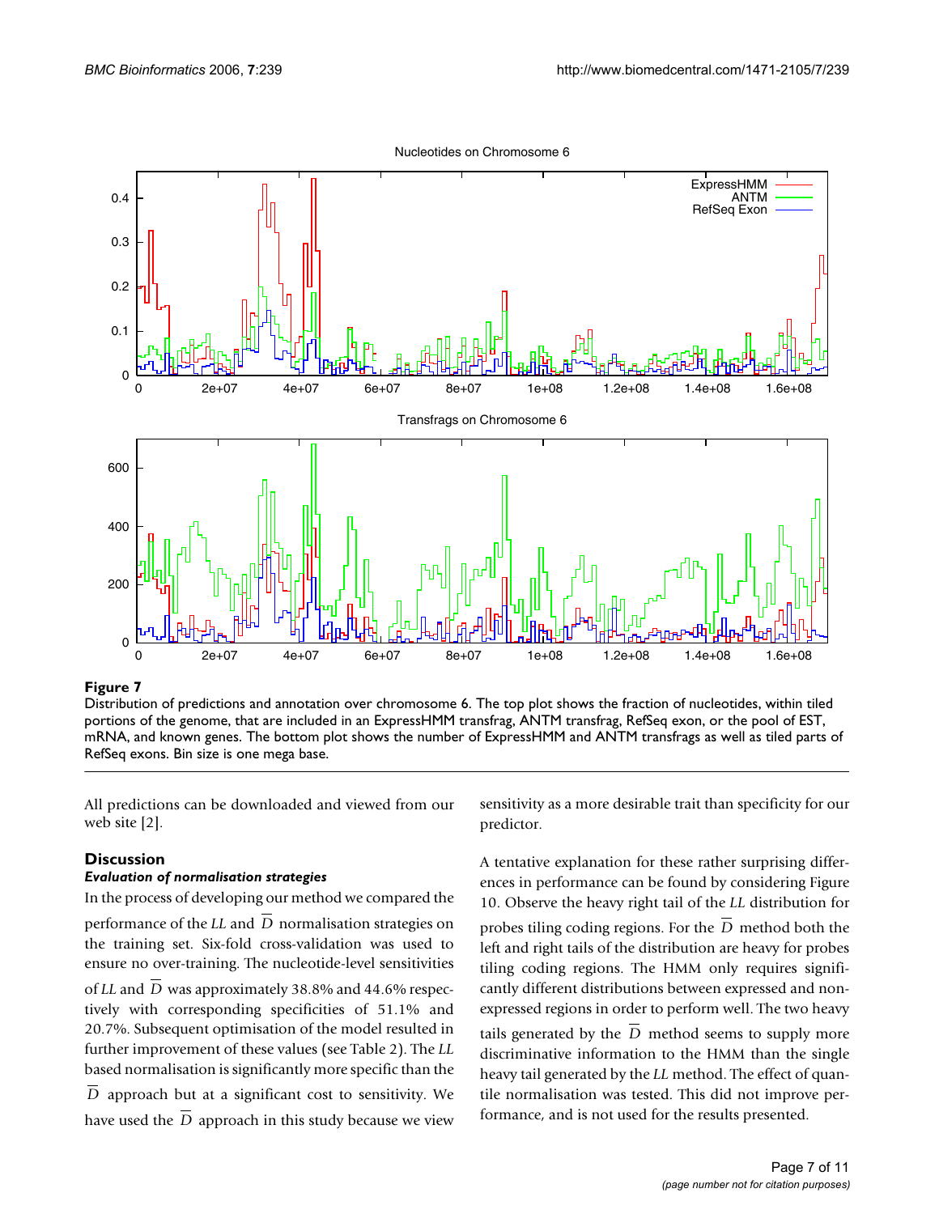**Figure 7**

Distribution of predictions and annotation over chromosome 6. The top plot shows the fraction of nucleotides, within tiled portions of the genome, that are included in an ExpressHMM transfrag, ANTM transfrag, RefSeq exon, or the pool of EST, mRNA, and known genes. The bottom plot shows the number of ExpressHMM and ANTM transfrags as well as tiled parts of RefSeq exons. Bin size is one mega base.

All predictions can be downloaded and viewed from our web site [2].

## Discussion

### *Evaluation of normalisation strategies*

In the process of developing our method we compared the performance of the *LL* and $\overline{D}$ normalisation strategies on the training set. Six-fold cross-validation was used to ensure no over-training. The nucleotide-level sensitivities of *LL* and $\overline{D}$ was approximately 38.8% and 44.6% respectively with corresponding specificities of 51.1% and 20.7%. Subsequent optimisation of the model resulted in further improvement of these values (see Table 2). The *LL* based normalisation is significantly more specific than the $\overline{D}$ approach but at a significant cost to sensitivity. We have used the $\overline{D}$ approach in this study because we view sensitivity as a more desirable trait than specificity for our predictor.

A tentative explanation for these rather surprising differences in performance can be found by considering Figure 10. Observe the heavy right tail of the *LL* distribution for probes tiling coding regions. For the $\overline{D}$ method both the left and right tails of the distribution are heavy for probes tiling coding regions. The HMM only requires significantly different distributions between expressed and non-expressed regions in order to perform well. The two heavy tails generated by the $\overline{D}$ method seems to supply more discriminative information to the HMM than the single heavy tail generated by the *LL* method. The effect of quantile normalisation was tested. This did not improve performance, and is not used for the results presented.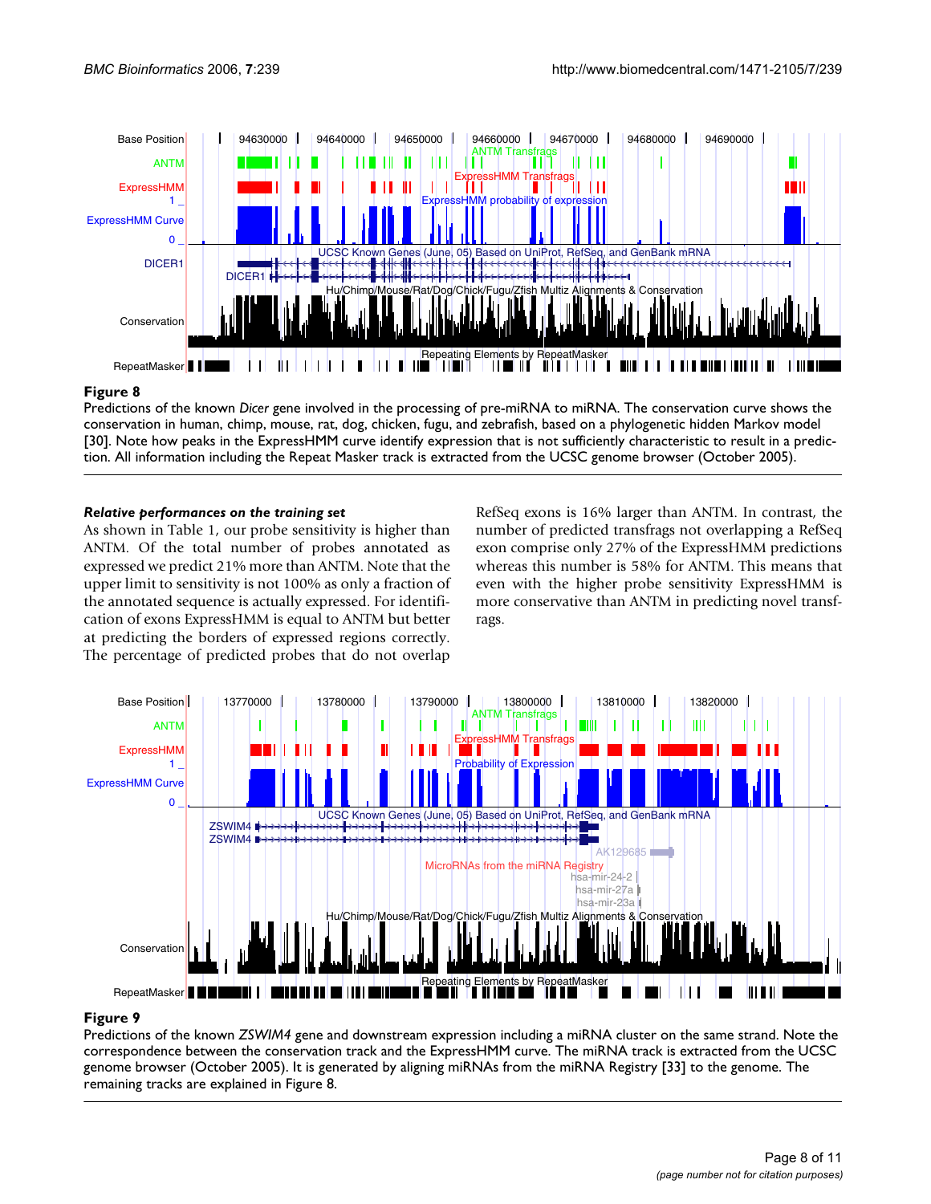**Figure 8**

Predictions of the known *Dicer* gene involved in the processing of pre-miRNA to miRNA. The conservation curve shows the conservation in human, chimp, mouse, rat, dog, chicken, fugu, and zebrafish, based on a phylogenetic hidden Markov model [30]. Note how peaks in the ExpressHMM curve identify expression that is not sufficiently characteristic to result in a prediction. All information including the Repeat Masker track is extracted from the UCSC genome browser (October 2005).

#### *Relative performances on the training set*

As shown in Table 1, our probe sensitivity is higher than ANTM. Of the total number of probes annotated as expressed we predict 21% more than ANTM. Note that the upper limit to sensitivity is not 100% as only a fraction of the annotated sequence is actually expressed. For identification of exons ExpressHMM is equal to ANTM but better at predicting the borders of expressed regions correctly. The percentage of predicted probes that do not overlap RefSeq exons is 16% larger than ANTM. In contrast, the number of predicted transfrags not overlapping a RefSeq exon comprise only 27% of the ExpressHMM predictions whereas this number is 58% for ANTM. This means that even with the higher probe sensitivity ExpressHMM is more conservative than ANTM in predicting novel transfrags.

**Figure 9**

Predictions of the known *ZSWIM4* gene and downstream expression including a miRNA cluster on the same strand. Note the correspondence between the conservation track and the ExpressHMM curve. The miRNA track is extracted from the UCSC genome browser (October 2005). It is generated by aligning miRNAs from the miRNA Registry [33] to the genome. The remaining tracks are explained in Figure 8.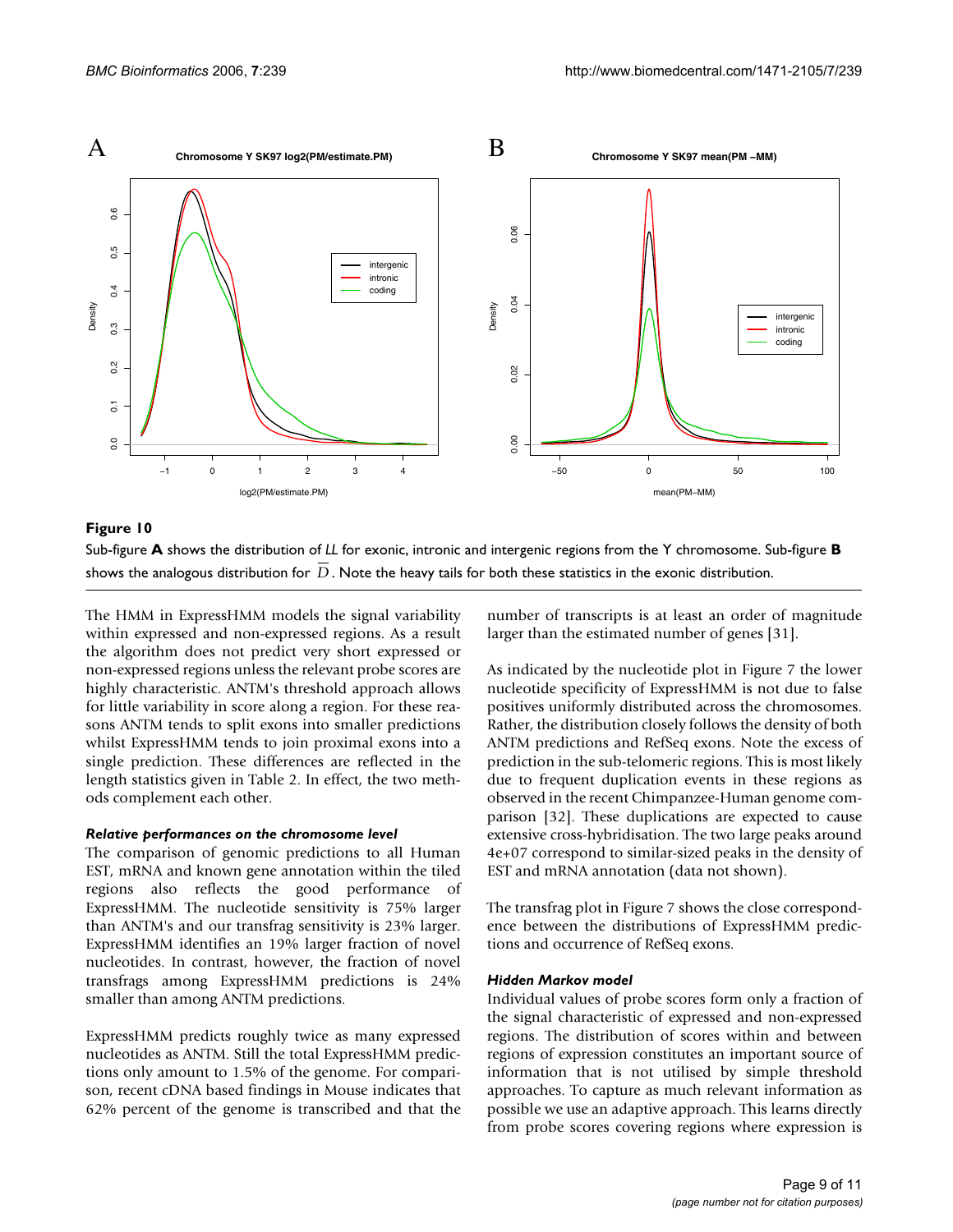**Figure 10**

Sub-figure **A** shows the distribution of *LL* for exonic, intronic and intergenic regions from the Y chromosome. Sub-figure **B** shows the analogous distribution for $\overline{D}$. Note the heavy tails for both these statistics in the exonic distribution.

The HMM in ExpressHMM models the signal variability within expressed and non-expressed regions. As a result the algorithm does not predict very short expressed or non-expressed regions unless the relevant probe scores are highly characteristic. ANTM's threshold approach allows for little variability in score along a region. For these reasons ANTM tends to split exons into smaller predictions whilst ExpressHMM tends to join proximal exons into a single prediction. These differences are reflected in the length statistics given in Table 2. In effect, the two methods complement each other.

#### *Relative performances on the chromosome level*

The comparison of genomic predictions to all Human EST, mRNA and known gene annotation within the tiled regions also reflects the good performance of ExpressHMM. The nucleotide sensitivity is 75% larger than ANTM's and our transfrag sensitivity is 23% larger. ExpressHMM identifies an 19% larger fraction of novel nucleotides. In contrast, however, the fraction of novel transfrags among ExpressHMM predictions is 24% smaller than among ANTM predictions.

ExpressHMM predicts roughly twice as many expressed nucleotides as ANTM. Still the total ExpressHMM predictions only amount to 1.5% of the genome. For comparison, recent cDNA based findings in Mouse indicates that 62% percent of the genome is transcribed and that the number of transcripts is at least an order of magnitude larger than the estimated number of genes [31].

As indicated by the nucleotide plot in Figure 7 the lower nucleotide specificity of ExpressHMM is not due to false positives uniformly distributed across the chromosomes. Rather, the distribution closely follows the density of both ANTM predictions and RefSeq exons. Note the excess of prediction in the sub-telomeric regions. This is most likely due to frequent duplication events in these regions as observed in the recent Chimpanzee-Human genome comparison [32]. These duplications are expected to cause extensive cross-hybridisation. The two large peaks around 4e+07 correspond to similar-sized peaks in the density of EST and mRNA annotation (data not shown).

The transfrag plot in Figure 7 shows the close correspondence between the distributions of ExpressHMM predictions and occurrence of RefSeq exons.

#### *Hidden Markov model*

Individual values of probe scores form only a fraction of the signal characteristic of expressed and non-expressed regions. The distribution of scores within and between regions of expression constitutes an important source of information that is not utilised by simple threshold approaches. To capture as much relevant information as possible we use an adaptive approach. This learns directly from probe scores covering regions where expression is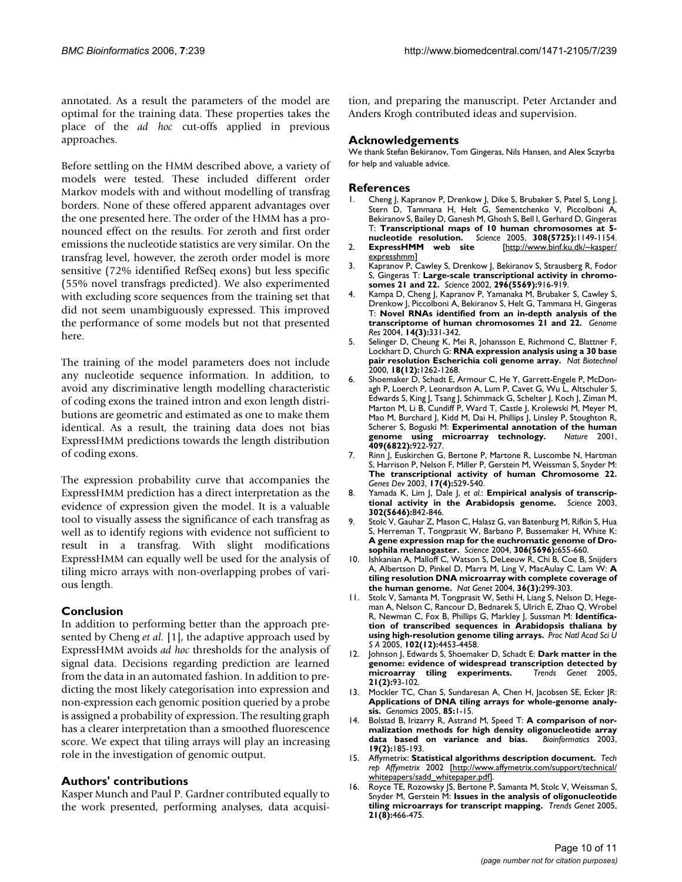annotated. As a result the parameters of the model are optimal for the training data. These properties takes the place of the *ad hoc* cut-offs applied in previous approaches.

Before settling on the HMM described above, a variety of models were tested. These included different order Markov models with and without modelling of transfrag borders. None of these offered apparent advantages over the one presented here. The order of the HMM has a pronounced effect on the results. For zeroth and first order emissions the nucleotide statistics are very similar. On the transfrag level, however, the zeroth order model is more sensitive (72% identified RefSeq exons) but less specific (55% novel transfrags predicted). We also experimented with excluding score sequences from the training set that did not seem unambiguously expressed. This improved the performance of some models but not that presented here.

The training of the model parameters does not include any nucleotide sequence information. In addition, to avoid any discriminative length modelling characteristic of coding exons the trained intron and exon length distributions are geometric and estimated as one to make them identical. As a result, the training data does not bias ExpressHMM predictions towards the length distribution of coding exons.

The expression probability curve that accompanies the ExpressHMM prediction has a direct interpretation as the evidence of expression given the model. It is a valuable tool to visually assess the significance of each transfrag as well as to identify regions with evidence not sufficient to result in a transfrag. With slight modifications ExpressHMM can equally well be used for the analysis of tiling micro arrays with non-overlapping probes of various length.

## Conclusion

In addition to performing better than the approach presented by Cheng *et al.* [1], the adaptive approach used by ExpressHMM avoids *ad hoc* thresholds for the analysis of signal data. Decisions regarding prediction are learned from the data in an automated fashion. In addition to predicting the most likely categorisation into expression and non-expression each genomic position queried by a probe is assigned a probability of expression. The resulting graph has a clearer interpretation than a smoothed fluorescence score. We expect that tiling arrays will play an increasing role in the investigation of genomic output.

## Authors' contributions

Kasper Munch and Paul P. Gardner contributed equally to the work presented, performing analyses, data acquisition, and preparing the manuscript. Peter Arctander and Anders Krogh contributed ideas and supervision.

## Acknowledgements

We thank Stefan Bekiranov, Tom Gingeras, Nils Hansen, and Alex Sczyrba for help and valuable advice.

## References

1. Cheng J, Kapranov P, Drenkow J, Dike S, Brubaker S, Patel S, Long J, Stern D, Tammana H, Helt G, Sementchenko V, Piccolboni A, Bekiranov S, Bailey D, Ganesh M, Ghosh S, Bell I, Gerhard D, Gingeras T: **Transcriptional maps of 10 human chromosomes at 5-nucleotide resolution.** *Science* 2005, **308(5725):**1149-1154.
2. **ExpressHMM web site** [http://www.binf.ku.dk/~kasper/expresshmm]
3. Kapranov P, Cawley S, Drenkow J, Bekiranov S, Strausberg R, Fodor S, Gingeras T: **Large-scale transcriptional activity in chromosomes 21 and 22.** *Science* 2002, **296(5569):**916-919.
4. Kampa D, Cheng J, Kapranov P, Yamanaka M, Brubaker S, Cawley S, Drenkow J, Piccolboni A, Bekiranov S, Helt G, Tammana H, Gingeras T: **Novel RNAs identified from an in-depth analysis of the transcriptome of human chromosomes 21 and 22.** *Genome Res* 2004, **14(3):**331-342.
5. Selinger D, Cheung K, Mei R, Johansson E, Richmond C, Blattner F, Lockhart D, Church G: **RNA expression analysis using a 30 base pair resolution Escherichia coli genome array.** *Nat Biotechnol* 2000, **18(12):**1262-1268.
6. Shoemaker D, Schadt E, Armour C, He Y, Garrett-Engele P, McDonagh P, Loerch P, Leonardson A, Lum P, Cavet G, Wu L, Altschuler S, Edwards S, King J, Tsang J, Schimmack G, Schelter J, Koch J, Ziman M, Marton M, Li B, Cundiff P, Ward T, Castle J, Krolewski M, Meyer M, Mao M, Burchard J, Kidd M, Dai H, Phillips J, Linsley P, Stoughton R, Scherer S, Boguski M: **Experimental annotation of the human genome using microarray technology.** *Nature* 2001, **409(6822):**922-927.
7. Rinn J, Euskirchen G, Bertone P, Martone R, Luscombe N, Hartman S, Harrison P, Nelson F, Miller P, Gerstein M, Weissman S, Snyder M: **The transcriptional activity of human Chromosome 22.** *Genes Dev* 2003, **17(4):**529-540.
8. Yamada K, Lim J, Dale J, *et al.*: **Empirical analysis of transcriptional activity in the Arabidopsis genome.** *Science* 2003, **302(5646):**842-846.
9. Stolc V, Gauhar Z, Mason C, Halasz G, van Batenburg M, Rifkin S, Hua S, Herreman T, Tongprasit W, Barbano P, Bussemaker H, White K: **A gene expression map for the euchromatic genome of Drosophila melanogaster.** *Science* 2004, **306(5696):**655-660.
10. Ishkanian A, Malloff C, Watson S, DeLeeuw R, Chi B, Coe B, Snijders A, Albertson D, Pinkel D, Marra M, Ling V, MacAulay C, Lam W: **A tiling resolution DNA microarray with complete coverage of the human genome.** *Nat Genet* 2004, **36(3):**299-303.
11. Stolc V, Samanta M, Tongprasit W, Sethi H, Liang S, Nelson D, Hegeman A, Nelson C, Rancour D, Bednarek S, Ulrich E, Zhao Q, Wrobel R, Newman C, Fox B, Phillips G, Markley J, Sussman M: **Identification of transcribed sequences in Arabidopsis thaliana by using high-resolution genome tiling arrays.** *Proc Natl Acad Sci U S A* 2005, **102(12):**4453-4458.
12. Johnson J, Edwards S, Shoemaker D, Schadt E: **Dark matter in the genome: evidence of widespread transcription detected by microarray tiling experiments.** *Trends Genet* 2005, **21(2):**93-102.
13. Mockler TC, Chan S, Sundaresan A, Chen H, Jacobsen SE, Ecker JR: **Applications of DNA tiling arrays for whole-genome analysis.** *Genomics* 2005, **85:**1-15.
14. Bolstad B, Irizarry R, Astrand M, Speed T: **A comparison of normalization methods for high density oligonucleotide array data based on variance and bias.** *Bioinformatics* 2003, **19(2):**185-193.
15. Affymetrix: **Statistical algorithms description document.** *Tech rep Affymetrix* 2002 [http://www.affymetrix.com/support/technical/whitepapers/sadd_whitepaper.pdf].
16. Royce TE, Rozowsky JS, Bertone P, Samanta M, Stolc V, Weissman S, Snyder M, Gerstein M: **Issues in the analysis of oligonucleotide tiling microarrays for transcript mapping.** *Trends Genet* 2005, **21(8):**466-475.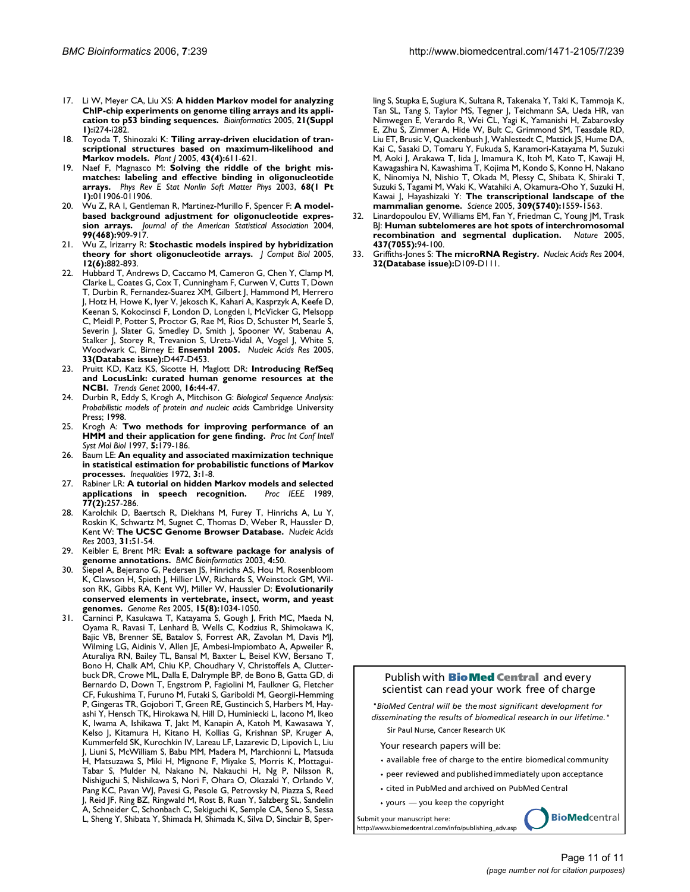17. Li W, Meyer CA, Liu XS: **A hidden Markov model for analyzing ChIP-chip experiments on genome tiling arrays and its application to p53 binding sequences.** *Bioinformatics* 2005, **21(Suppl 1):**i274-i282.
18. Toyoda T, Shinozaki K: **Tiling array-driven elucidation of transcriptional structures based on maximum-likelihood and Markov models.** *Plant J* 2005, **43(4):**611-621.
19. Naef F, Magnasco M: **Solving the riddle of the bright mismatches: labeling and effective binding in oligonucleotide arrays.** *Phys Rev E Stat Nonlin Soft Matter Phys* 2003, **68(1 Pt 1):**011906-011906.
20. Wu Z, RA I, Gentleman R, Martinez-Murillo F, Spencer F: **A model-based background adjustment for oligonucleotide expression arrays.** *Journal of the American Statistical Association* 2004, **99(468):**909-917.
21. Wu Z, Irizarry R: **Stochastic models inspired by hybridization theory for short oligonucleotide arrays.** *J Comput Biol* 2005, **12(6):**882-893.
22. Hubbard T, Andrews D, Caccamo M, Cameron G, Chen Y, Clamp M, Clarke L, Coates G, Cox T, Cunningham F, Curwen V, Cutts T, Down T, Durbin R, Fernandez-Suarez XM, Gilbert J, Hammond M, Herrero J, Hotz H, Howe K, Iyer V, Jekosch K, Kahari A, Kasprzyk A, Keefe D, Keenan S, Kokocinsci F, London D, Longden I, McVicker G, Melsopp C, Meidl P, Potter S, Proctor G, Rae M, Rios D, Schuster M, Searle S, Severin J, Slater G, Smedley D, Smith J, Spooner W, Stabenau A, Stalker J, Storey R, Trevanion S, Ureta-Vidal A, Vogel J, White S, Woodwark C, Birney E: **Ensembl 2005.** *Nucleic Acids Res* 2005, **33(Database issue):**D447-D453.
23. Pruitt KD, Katz KS, Sicotte H, Maglott DR: **Introducing RefSeq and LocusLink: curated human genome resources at the NCBI.** *Trends Genet* 2000, **16:**44-47.
24. Durbin R, Eddy S, Krogh A, Mitchison G: *Biological Sequence Analysis: Probabilistic models of protein and nucleic acids* Cambridge University Press; 1998.
25. Krogh A: **Two methods for improving performance of an HMM and their application for gene finding.** *Proc Int Conf Intell Syst Mol Biol* 1997, **5:**179-186.
26. Baum LE: **An equality and associated maximization technique in statistical estimation for probabilistic functions of Markov processes.** *Inequalities* 1972, **3:**1-8.
27. Rabiner LR: **A tutorial on hidden Markov models and selected applications in speech recognition.** *Proc IEEE* 1989, **77(2):**257-286.
28. Karolchik D, Baertsch R, Diekhans M, Furey T, Hinrichs A, Lu Y, Roskin K, Schwartz M, Sugnet C, Thomas D, Weber R, Haussler D, Kent W: **The UCSC Genome Browser Database.** *Nucleic Acids Res* 2003, **31:**51-54.
29. Keibler E, Brent MR: **Eval: a software package for analysis of genome annotations.** *BMC Bioinformatics* 2003, **4:**50.
30. Siepel A, Bejerano G, Pedersen JS, Hinrichs AS, Hou M, Rosenbloom K, Clawson H, Spieth J, Hillier LW, Richards S, Weinstock GM, Wilson RK, Gibbs RA, Kent WJ, Miller W, Haussler D: **Evolutionarily conserved elements in vertebrate, insect, worm, and yeast genomes.** *Genome Res* 2005, **15(8):**1034-1050.
31. Carninci P, Kasukawa T, Katayama S, Gough J, Frith MC, Maeda N, Oyama R, Ravasi T, Lenhard B, Wells C, Kodzius R, Shimokawa K, Bajic VB, Brenner SE, Batalov S, Forrest AR, Zavolan M, Davis MJ, Wilming LG, Aidinis V, Allen JE, Ambesi-Impiombato A, Apweiler R, Aturaliya RN, Bailey TL, Bansal M, Baxter L, Beisel KW, Bersano T, Bono H, Chalk AM, Chiu KP, Choudhary V, Christoffels A, Clutterbuck DR, Crowe ML, Dalla E, Dalrymple BP, de Bono B, Gatta GD, di Bernardo D, Down T, Engstrom P, Fagiolini M, Faulkner G, Fletcher CF, Fukushima T, Furuno M, Futaki S, Gariboldi M, Georgii-Hemming P, Gingeras TR, Gojobori T, Green RE, Gustincich S, Harbers M, Hayashi Y, Hensch TK, Hirokawa N, Hill D, Huminiecki L, Iacono M, Ikeo K, Iwama A, Ishikawa T, Jakt M, Kanapin A, Katoh M, Kawasawa Y, Kelso J, Kitamura H, Kitano H, Kollias G, Krishnan SP, Kruger A, Kummerfeld SK, Kurochkin IV, Lareau LF, Lazarevic D, Lipovich L, Liu J, Liuni S, McWilliam S, Babu MM, Madera M, Marchionni L, Matsuda H, Matsuzawa S, Miki H, Mignone F, Miyake S, Morris K, Mottagui-Tabar S, Mulder N, Nakano N, Nakauchi H, Ng P, Nilsson R, Nishiguchi S, Nishikawa S, Nori F, Ohara O, Okazaki Y, Orlando V, Pang KC, Pavan WJ, Pavesi G, Pesole G, Petrovsky N, Piazza S, Reed J, Reid JF, Ring BZ, Ringwald M, Rost B, Ruan Y, Salzberg SL, Sandelin A, Schneider C, Schonbach C, Sekiguchi K, Semple CA, Seno S, Sessa L, Sheng Y, Shibata Y, Shimada H, Shimada K, Silva D, Sinclair B, Sperling S, Stupka E, Sugiura K, Sultana R, Takenaka Y, Taki K, Tammoja K, Tan SL, Tang S, Taylor MS, Tegner J, Teichmann SA, Ueda HR, van Nimwegen E, Verardo R, Wei CL, Yagi K, Yamanishi H, Zabarovsky E, Zhu S, Zimmer A, Hide W, Bult C, Grimmond SM, Teasdale RD, Liu ET, Brusic V, Quackenbush J, Wahlestedt C, Mattick JS, Hume DA, Kai C, Sasaki D, Tomaru Y, Fukuda S, Kanamori-Katayama M, Suzuki M, Aoki J, Arakawa T, Iida J, Imamura K, Itoh M, Kato T, Kawaji H, Kawagashira N, Kawashima T, Kojima M, Kondo S, Konno H, Nakano K, Ninomiya N, Nishio T, Okada M, Plessy C, Shibata K, Shiraki T, Suzuki S, Tagami M, Waki K, Watahiki A, Okamura-Oho Y, Suzuki H, Kawai J, Hayashizaki Y: **The transcriptional landscape of the mammalian genome.** *Science* 2005, **309(5740):**1559-1563.
32. Linardopoulou EV, Williams EM, Fan Y, Friedman C, Young JM, Trask BJ: **Human subtelomeres are hot spots of interchromosomal recombination and segmental duplication.** *Nature* 2005, **437(7055):**94-100.
33. Griffiths-Jones S: **The microRNA Registry.** *Nucleic Acids Res* 2004, **32(Database issue):**D109-D111.

Publish with **BioMed Central** and every scientist can read your work free of charge

*"BioMed Central will be the most significant development for disseminating the results of biomedical research in our lifetime."*

Sir Paul Nurse, Cancer Research UK

Your research papers will be:

- available free of charge to the entire biomedical community
- peer reviewed and published immediately upon acceptance
- cited in PubMed and archived on PubMed Central
- yours — you keep the copyright

Submit your manuscript here:
http://www.biomedcentral.com/info/publishing_adv.asp

BioMedcentral